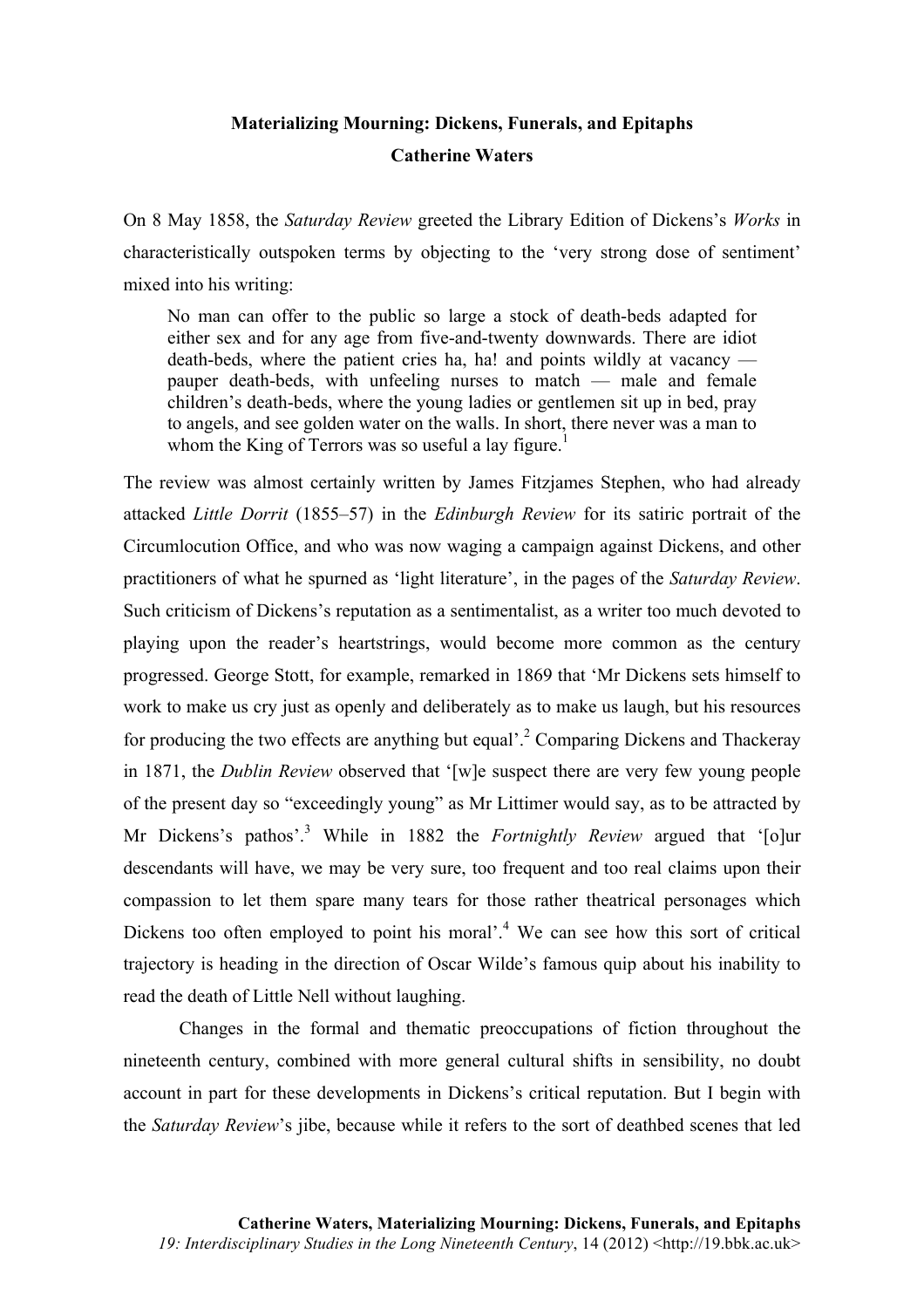**Materializing Mourning: Dickens, Funerals, and Epitaphs**

**Catherine Waters**

On 8 May 1858, the *Saturday Review* greeted the Library Edition of Dickens's *Works* in characteristically outspoken terms by objecting to the 'very strong dose of sentiment' mixed into his writing:

> No man can offer to the public so large a stock of death-beds adapted for either sex and for any age from five-and-twenty downwards. There are idiot death-beds, where the patient cries ha, ha! and points wildly at vacancy — pauper death-beds, with unfeeling nurses to match — male and female children's death-beds, where the young ladies or gentlemen sit up in bed, pray to angels, and see golden water on the walls. In short, there never was a man to whom the King of Terrors was so useful a lay figure.[1]

The review was almost certainly written by James Fitzjames Stephen, who had already attacked *Little Dorrit* (1855–57) in the *Edinburgh Review* for its satiric portrait of the Circumlocution Office, and who was now waging a campaign against Dickens, and other practitioners of what he spurned as 'light literature', in the pages of the *Saturday Review*. Such criticism of Dickens's reputation as a sentimentalist, as a writer too much devoted to playing upon the reader's heartstrings, would become more common as the century progressed. George Stott, for example, remarked in 1869 that 'Mr Dickens sets himself to work to make us cry just as openly and deliberately as to make us laugh, but his resources for producing the two effects are anything but equal'.[2] Comparing Dickens and Thackeray in 1871, the *Dublin Review* observed that '[w]e suspect there are very few young people of the present day so "exceedingly young" as Mr Littimer would say, as to be attracted by Mr Dickens's pathos'.[3] While in 1882 the *Fortnightly Review* argued that '[o]ur descendants will have, we may be very sure, too frequent and too real claims upon their compassion to let them spare many tears for those rather theatrical personages which Dickens too often employed to point his moral'.[4] We can see how this sort of critical trajectory is heading in the direction of Oscar Wilde's famous quip about his inability to read the death of Little Nell without laughing.

Changes in the formal and thematic preoccupations of fiction throughout the nineteenth century, combined with more general cultural shifts in sensibility, no doubt account in part for these developments in Dickens's critical reputation. But I begin with the *Saturday Review*'s jibe, because while it refers to the sort of deathbed scenes that led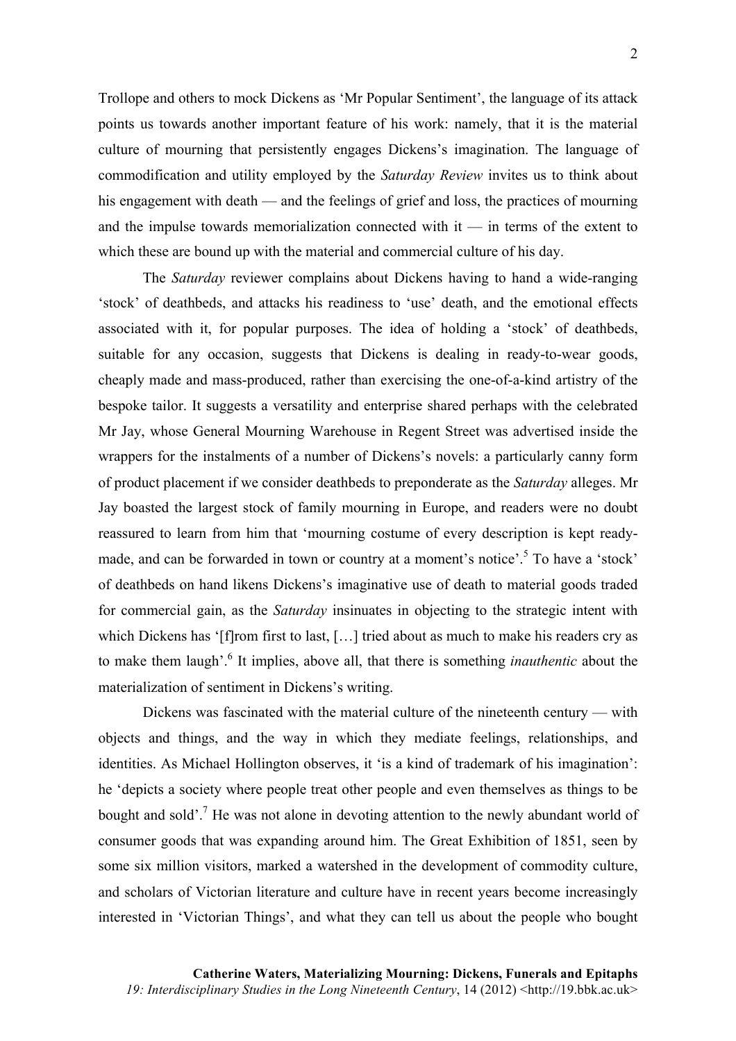Trollope and others to mock Dickens as 'Mr Popular Sentiment', the language of its attack points us towards another important feature of his work: namely, that it is the material culture of mourning that persistently engages Dickens's imagination. The language of commodification and utility employed by the *Saturday Review* invites us to think about his engagement with death — and the feelings of grief and loss, the practices of mourning and the impulse towards memorialization connected with it — in terms of the extent to which these are bound up with the material and commercial culture of his day.

The *Saturday* reviewer complains about Dickens having to hand a wide-ranging 'stock' of deathbeds, and attacks his readiness to 'use' death, and the emotional effects associated with it, for popular purposes. The idea of holding a 'stock' of deathbeds, suitable for any occasion, suggests that Dickens is dealing in ready-to-wear goods, cheaply made and mass-produced, rather than exercising the one-of-a-kind artistry of the bespoke tailor. It suggests a versatility and enterprise shared perhaps with the celebrated Mr Jay, whose General Mourning Warehouse in Regent Street was advertised inside the wrappers for the instalments of a number of Dickens's novels: a particularly canny form of product placement if we consider deathbeds to preponderate as the *Saturday* alleges. Mr Jay boasted the largest stock of family mourning in Europe, and readers were no doubt reassured to learn from him that 'mourning costume of every description is kept ready-made, and can be forwarded in town or country at a moment's notice'.[5] To have a 'stock' of deathbeds on hand likens Dickens's imaginative use of death to material goods traded for commercial gain, as the *Saturday* insinuates in objecting to the strategic intent with which Dickens has '[f]rom first to last, […] tried about as much to make his readers cry as to make them laugh'.[6] It implies, above all, that there is something *inauthentic* about the materialization of sentiment in Dickens's writing.

Dickens was fascinated with the material culture of the nineteenth century — with objects and things, and the way in which they mediate feelings, relationships, and identities. As Michael Hollington observes, it 'is a kind of trademark of his imagination': he 'depicts a society where people treat other people and even themselves as things to be bought and sold'.[7] He was not alone in devoting attention to the newly abundant world of consumer goods that was expanding around him. The Great Exhibition of 1851, seen by some six million visitors, marked a watershed in the development of commodity culture, and scholars of Victorian literature and culture have in recent years become increasingly interested in 'Victorian Things', and what they can tell us about the people who bought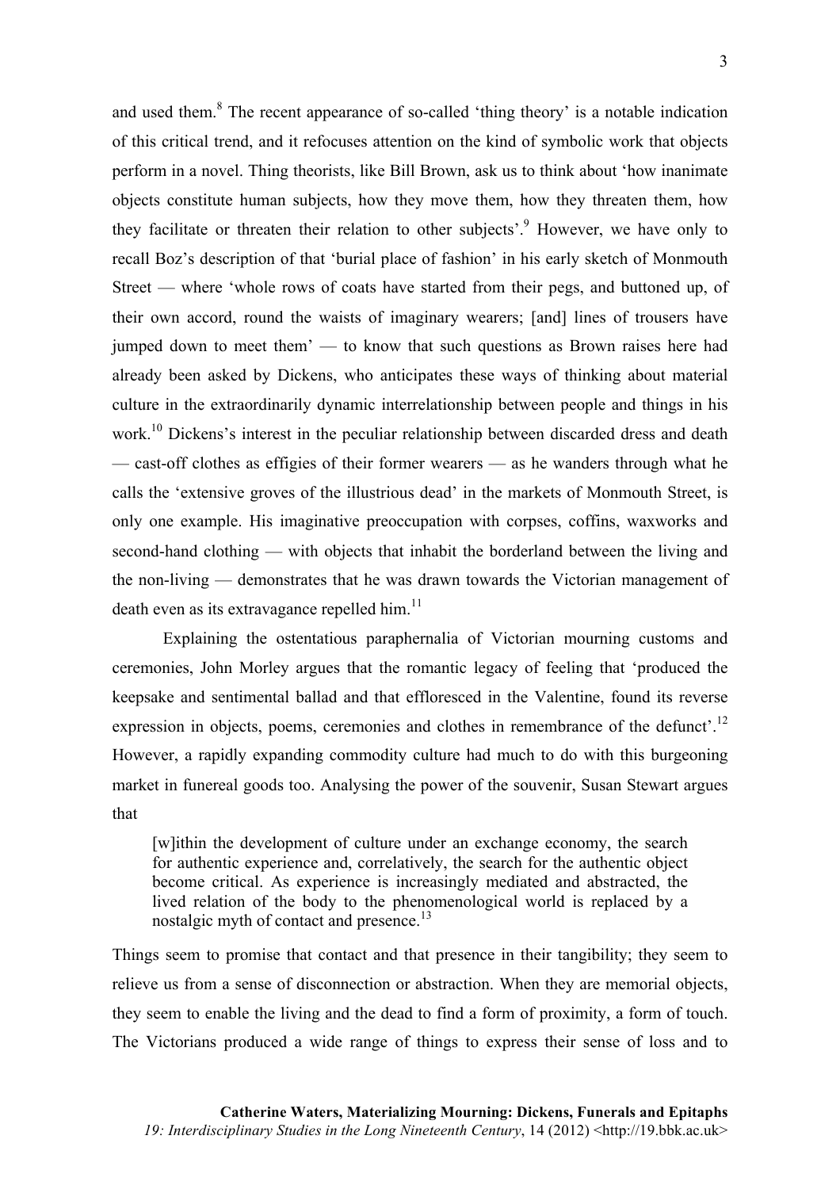and used them.[8] The recent appearance of so-called 'thing theory' is a notable indication of this critical trend, and it refocuses attention on the kind of symbolic work that objects perform in a novel. Thing theorists, like Bill Brown, ask us to think about 'how inanimate objects constitute human subjects, how they move them, how they threaten them, how they facilitate or threaten their relation to other subjects'.[9] However, we have only to recall Boz's description of that 'burial place of fashion' in his early sketch of Monmouth Street — where 'whole rows of coats have started from their pegs, and buttoned up, of their own accord, round the waists of imaginary wearers; [and] lines of trousers have jumped down to meet them' — to know that such questions as Brown raises here had already been asked by Dickens, who anticipates these ways of thinking about material culture in the extraordinarily dynamic interrelationship between people and things in his work.[10] Dickens's interest in the peculiar relationship between discarded dress and death — cast-off clothes as effigies of their former wearers — as he wanders through what he calls the 'extensive groves of the illustrious dead' in the markets of Monmouth Street, is only one example. His imaginative preoccupation with corpses, coffins, waxworks and second-hand clothing — with objects that inhabit the borderland between the living and the non-living — demonstrates that he was drawn towards the Victorian management of death even as its extravagance repelled him.[11]

Explaining the ostentatious paraphernalia of Victorian mourning customs and ceremonies, John Morley argues that the romantic legacy of feeling that 'produced the keepsake and sentimental ballad and that effloresced in the Valentine, found its reverse expression in objects, poems, ceremonies and clothes in remembrance of the defunct'.[12] However, a rapidly expanding commodity culture had much to do with this burgeoning market in funereal goods too. Analysing the power of the souvenir, Susan Stewart argues that

> [w]ithin the development of culture under an exchange economy, the search for authentic experience and, correlatively, the search for the authentic object become critical. As experience is increasingly mediated and abstracted, the lived relation of the body to the phenomenological world is replaced by a nostalgic myth of contact and presence.[13]

Things seem to promise that contact and that presence in their tangibility; they seem to relieve us from a sense of disconnection or abstraction. When they are memorial objects, they seem to enable the living and the dead to find a form of proximity, a form of touch. The Victorians produced a wide range of things to express their sense of loss and to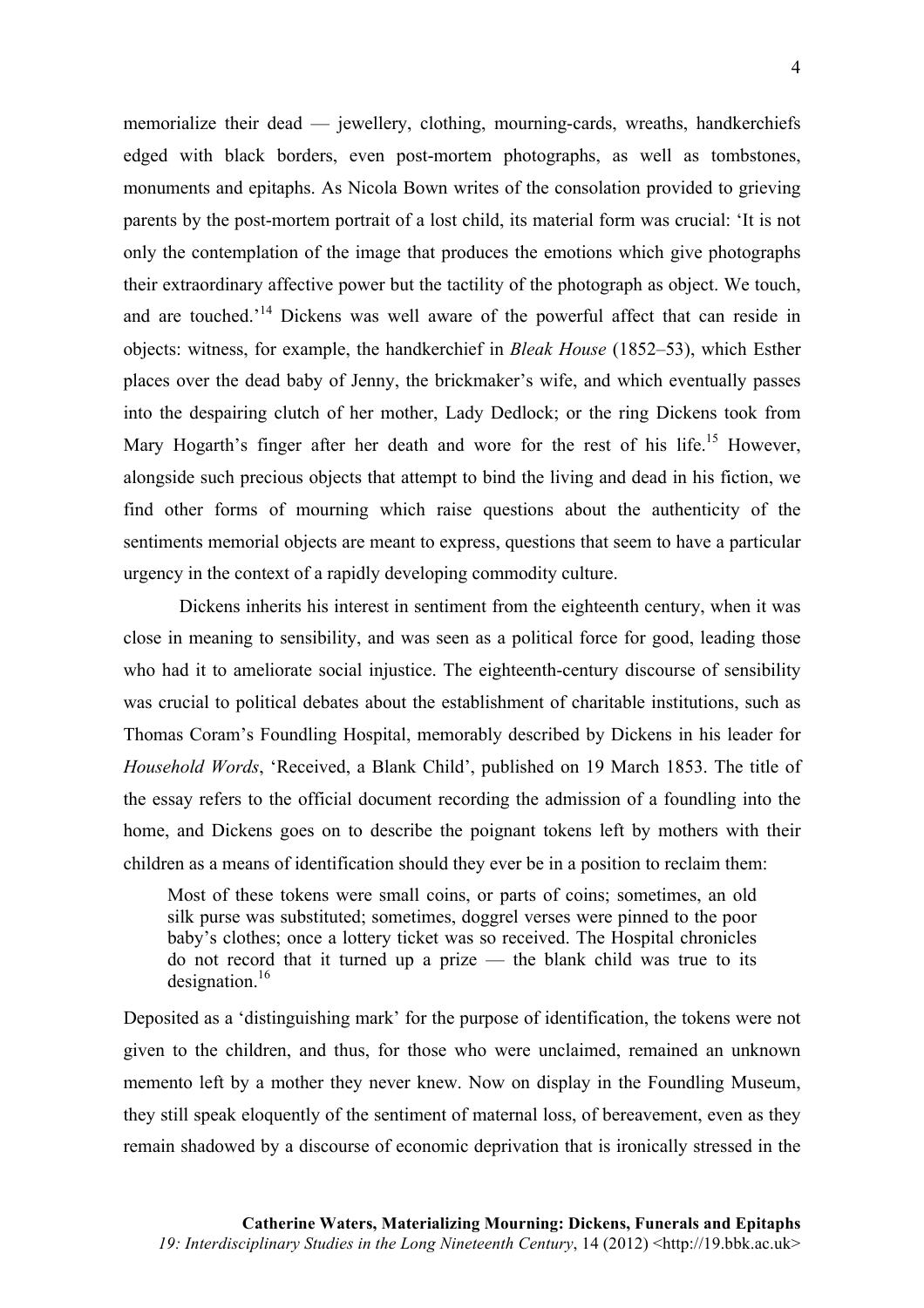memorialize their dead — jewellery, clothing, mourning-cards, wreaths, handkerchiefs edged with black borders, even post-mortem photographs, as well as tombstones, monuments and epitaphs. As Nicola Bown writes of the consolation provided to grieving parents by the post-mortem portrait of a lost child, its material form was crucial: 'It is not only the contemplation of the image that produces the emotions which give photographs their extraordinary affective power but the tactility of the photograph as object. We touch, and are touched.'[14] Dickens was well aware of the powerful affect that can reside in objects: witness, for example, the handkerchief in *Bleak House* (1852–53), which Esther places over the dead baby of Jenny, the brickmaker's wife, and which eventually passes into the despairing clutch of her mother, Lady Dedlock; or the ring Dickens took from Mary Hogarth's finger after her death and wore for the rest of his life.[15] However, alongside such precious objects that attempt to bind the living and dead in his fiction, we find other forms of mourning which raise questions about the authenticity of the sentiments memorial objects are meant to express, questions that seem to have a particular urgency in the context of a rapidly developing commodity culture.

Dickens inherits his interest in sentiment from the eighteenth century, when it was close in meaning to sensibility, and was seen as a political force for good, leading those who had it to ameliorate social injustice. The eighteenth-century discourse of sensibility was crucial to political debates about the establishment of charitable institutions, such as Thomas Coram's Foundling Hospital, memorably described by Dickens in his leader for *Household Words*, 'Received, a Blank Child', published on 19 March 1853. The title of the essay refers to the official document recording the admission of a foundling into the home, and Dickens goes on to describe the poignant tokens left by mothers with their children as a means of identification should they ever be in a position to reclaim them:

> Most of these tokens were small coins, or parts of coins; sometimes, an old silk purse was substituted; sometimes, doggrel verses were pinned to the poor baby's clothes; once a lottery ticket was so received. The Hospital chronicles do not record that it turned up a prize — the blank child was true to its designation.[16]

Deposited as a 'distinguishing mark' for the purpose of identification, the tokens were not given to the children, and thus, for those who were unclaimed, remained an unknown memento left by a mother they never knew. Now on display in the Foundling Museum, they still speak eloquently of the sentiment of maternal loss, of bereavement, even as they remain shadowed by a discourse of economic deprivation that is ironically stressed in the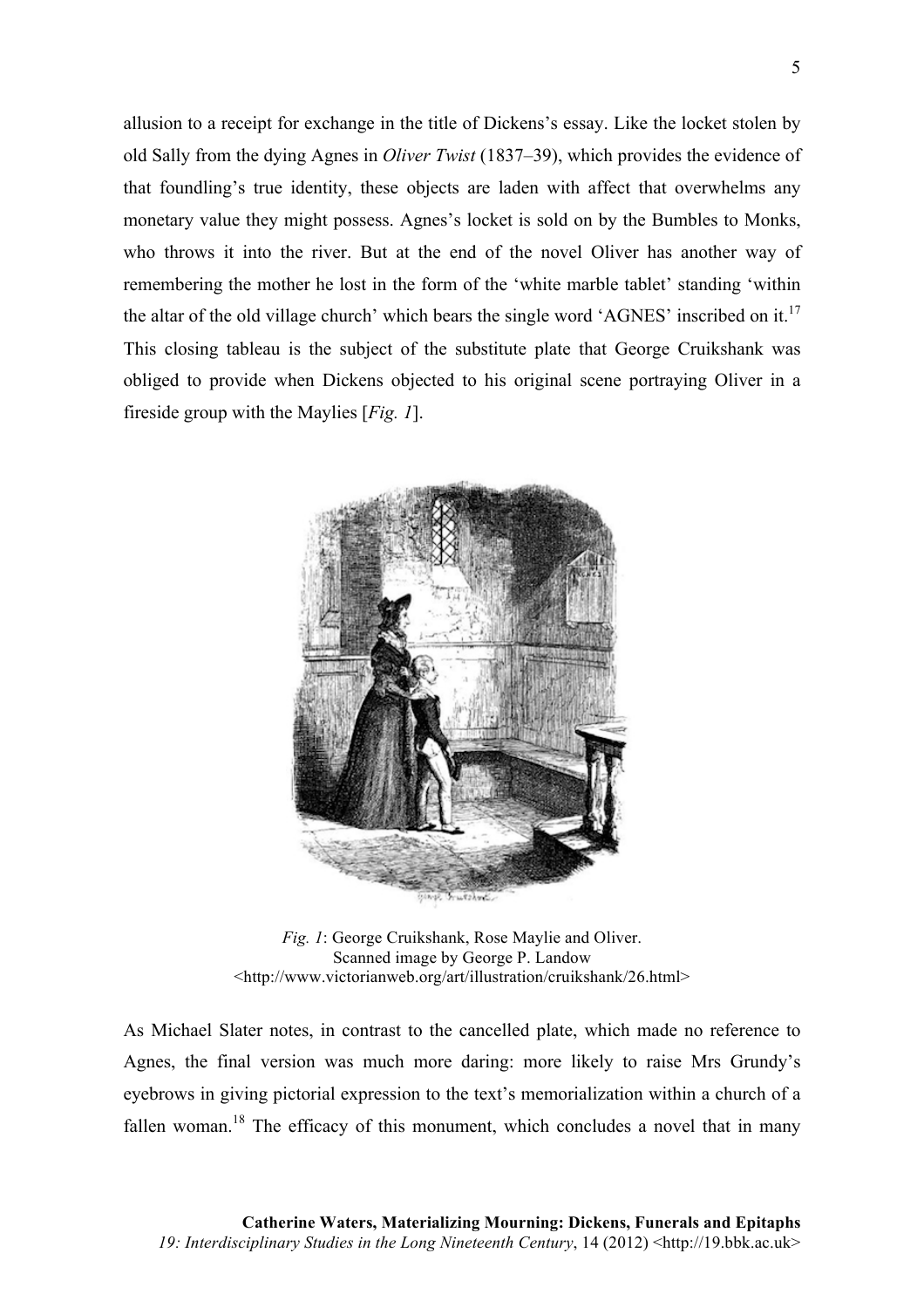allusion to a receipt for exchange in the title of Dickens's essay. Like the locket stolen by old Sally from the dying Agnes in *Oliver Twist* (1837–39), which provides the evidence of that foundling's true identity, these objects are laden with affect that overwhelms any monetary value they might possess. Agnes's locket is sold on by the Bumbles to Monks, who throws it into the river. But at the end of the novel Oliver has another way of remembering the mother he lost in the form of the 'white marble tablet' standing 'within the altar of the old village church' which bears the single word 'AGNES' inscribed on it.[17] This closing tableau is the subject of the substitute plate that George Cruikshank was obliged to provide when Dickens objected to his original scene portraying Oliver in a fireside group with the Maylies [*Fig. 1*].

*Fig. 1*: George Cruikshank, Rose Maylie and Oliver.
Scanned image by George P. Landow
<http://www.victorianweb.org/art/illustration/cruikshank/26.html>

As Michael Slater notes, in contrast to the cancelled plate, which made no reference to Agnes, the final version was much more daring: more likely to raise Mrs Grundy's eyebrows in giving pictorial expression to the text's memorialization within a church of a fallen woman.[18] The efficacy of this monument, which concludes a novel that in many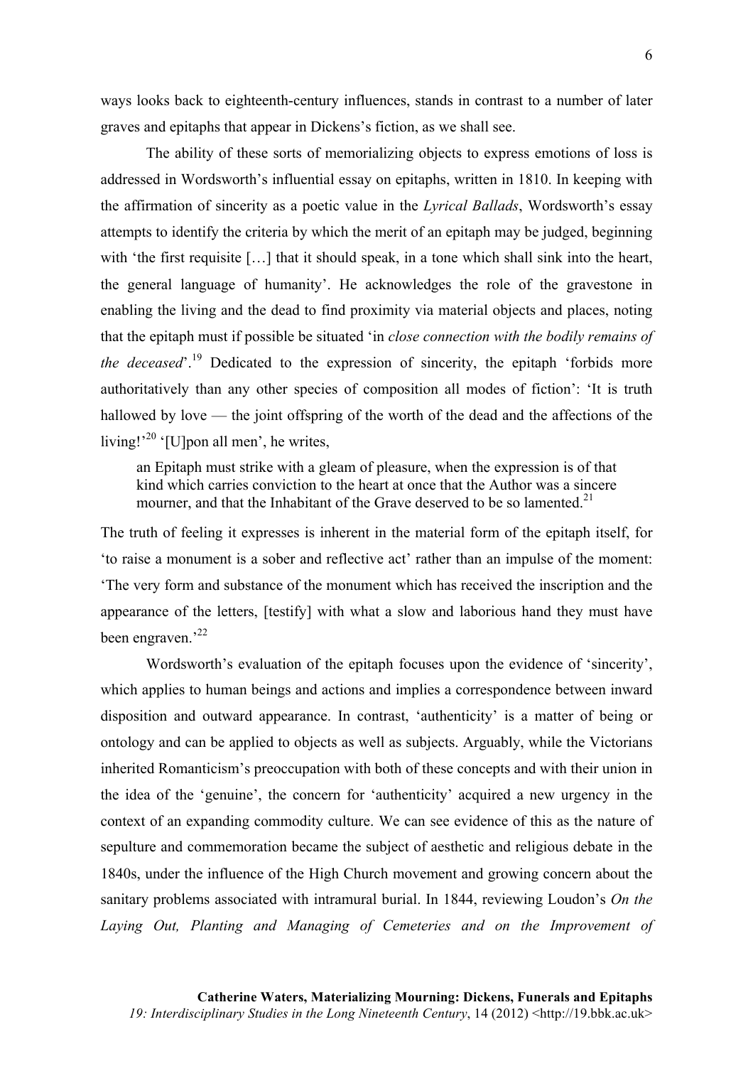ways looks back to eighteenth-century influences, stands in contrast to a number of later graves and epitaphs that appear in Dickens's fiction, as we shall see.

The ability of these sorts of memorializing objects to express emotions of loss is addressed in Wordsworth's influential essay on epitaphs, written in 1810. In keeping with the affirmation of sincerity as a poetic value in the *Lyrical Ballads*, Wordsworth's essay attempts to identify the criteria by which the merit of an epitaph may be judged, beginning with 'the first requisite […] that it should speak, in a tone which shall sink into the heart, the general language of humanity'. He acknowledges the role of the gravestone in enabling the living and the dead to find proximity via material objects and places, noting that the epitaph must if possible be situated 'in *close connection with the bodily remains of the deceased*'.[19] Dedicated to the expression of sincerity, the epitaph 'forbids more authoritatively than any other species of composition all modes of fiction': 'It is truth hallowed by love — the joint offspring of the worth of the dead and the affections of the living!'[20] '[U]pon all men', he writes,

> an Epitaph must strike with a gleam of pleasure, when the expression is of that kind which carries conviction to the heart at once that the Author was a sincere mourner, and that the Inhabitant of the Grave deserved to be so lamented.[21]

The truth of feeling it expresses is inherent in the material form of the epitaph itself, for 'to raise a monument is a sober and reflective act' rather than an impulse of the moment: 'The very form and substance of the monument which has received the inscription and the appearance of the letters, [testify] with what a slow and laborious hand they must have been engraven.'[22]

Wordsworth's evaluation of the epitaph focuses upon the evidence of 'sincerity', which applies to human beings and actions and implies a correspondence between inward disposition and outward appearance. In contrast, 'authenticity' is a matter of being or ontology and can be applied to objects as well as subjects. Arguably, while the Victorians inherited Romanticism's preoccupation with both of these concepts and with their union in the idea of the 'genuine', the concern for 'authenticity' acquired a new urgency in the context of an expanding commodity culture. We can see evidence of this as the nature of sepulture and commemoration became the subject of aesthetic and religious debate in the 1840s, under the influence of the High Church movement and growing concern about the sanitary problems associated with intramural burial. In 1844, reviewing Loudon's *On the Laying Out, Planting and Managing of Cemeteries and on the Improvement of*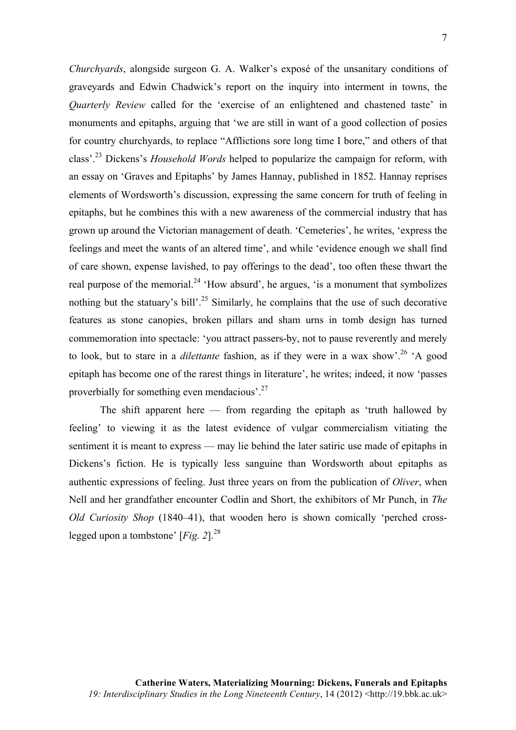*Churchyards*, alongside surgeon G. A. Walker's exposé of the unsanitary conditions of graveyards and Edwin Chadwick's report on the inquiry into interment in towns, the *Quarterly Review* called for the 'exercise of an enlightened and chastened taste' in monuments and epitaphs, arguing that 'we are still in want of a good collection of posies for country churchyards, to replace "Afflictions sore long time I bore," and others of that class'.[23] Dickens's *Household Words* helped to popularize the campaign for reform, with an essay on 'Graves and Epitaphs' by James Hannay, published in 1852. Hannay reprises elements of Wordsworth's discussion, expressing the same concern for truth of feeling in epitaphs, but he combines this with a new awareness of the commercial industry that has grown up around the Victorian management of death. 'Cemeteries', he writes, 'express the feelings and meet the wants of an altered time', and while 'evidence enough we shall find of care shown, expense lavished, to pay offerings to the dead', too often these thwart the real purpose of the memorial.[24] 'How absurd', he argues, 'is a monument that symbolizes nothing but the statuary's bill'.[25] Similarly, he complains that the use of such decorative features as stone canopies, broken pillars and sham urns in tomb design has turned commemoration into spectacle: 'you attract passers-by, not to pause reverently and merely to look, but to stare in a *dilettante* fashion, as if they were in a wax show'.[26] 'A good epitaph has become one of the rarest things in literature', he writes; indeed, it now 'passes proverbially for something even mendacious'.[27]

The shift apparent here — from regarding the epitaph as 'truth hallowed by feeling' to viewing it as the latest evidence of vulgar commercialism vitiating the sentiment it is meant to express — may lie behind the later satiric use made of epitaphs in Dickens's fiction. He is typically less sanguine than Wordsworth about epitaphs as authentic expressions of feeling. Just three years on from the publication of *Oliver*, when Nell and her grandfather encounter Codlin and Short, the exhibitors of Mr Punch, in *The Old Curiosity Shop* (1840–41), that wooden hero is shown comically 'perched cross-legged upon a tombstone' [*Fig. 2*].[28]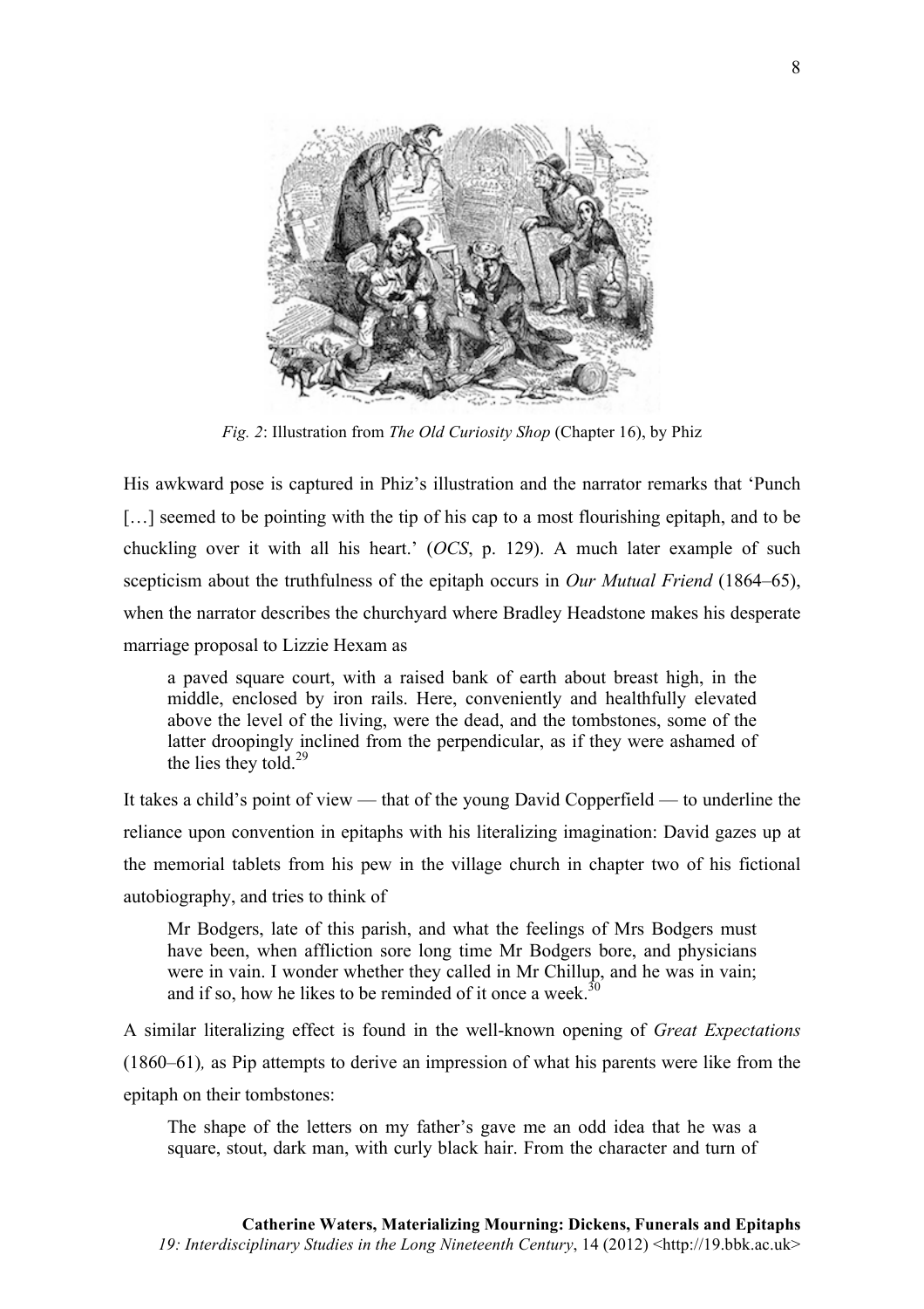*Fig. 2*: Illustration from *The Old Curiosity Shop* (Chapter 16), by Phiz

His awkward pose is captured in Phiz's illustration and the narrator remarks that 'Punch […] seemed to be pointing with the tip of his cap to a most flourishing epitaph, and to be chuckling over it with all his heart.' (*OCS*, p. 129). A much later example of such scepticism about the truthfulness of the epitaph occurs in *Our Mutual Friend* (1864–65), when the narrator describes the churchyard where Bradley Headstone makes his desperate marriage proposal to Lizzie Hexam as

> a paved square court, with a raised bank of earth about breast high, in the middle, enclosed by iron rails. Here, conveniently and healthfully elevated above the level of the living, were the dead, and the tombstones, some of the latter droopingly inclined from the perpendicular, as if they were ashamed of the lies they told.[29]

It takes a child's point of view — that of the young David Copperfield — to underline the reliance upon convention in epitaphs with his literalizing imagination: David gazes up at the memorial tablets from his pew in the village church in chapter two of his fictional autobiography, and tries to think of

> Mr Bodgers, late of this parish, and what the feelings of Mrs Bodgers must have been, when affliction sore long time Mr Bodgers bore, and physicians were in vain. I wonder whether they called in Mr Chillup, and he was in vain; and if so, how he likes to be reminded of it once a week.[30]

A similar literalizing effect is found in the well-known opening of *Great Expectations* (1860–61)*,* as Pip attempts to derive an impression of what his parents were like from the epitaph on their tombstones:

> The shape of the letters on my father's gave me an odd idea that he was a square, stout, dark man, with curly black hair. From the character and turn of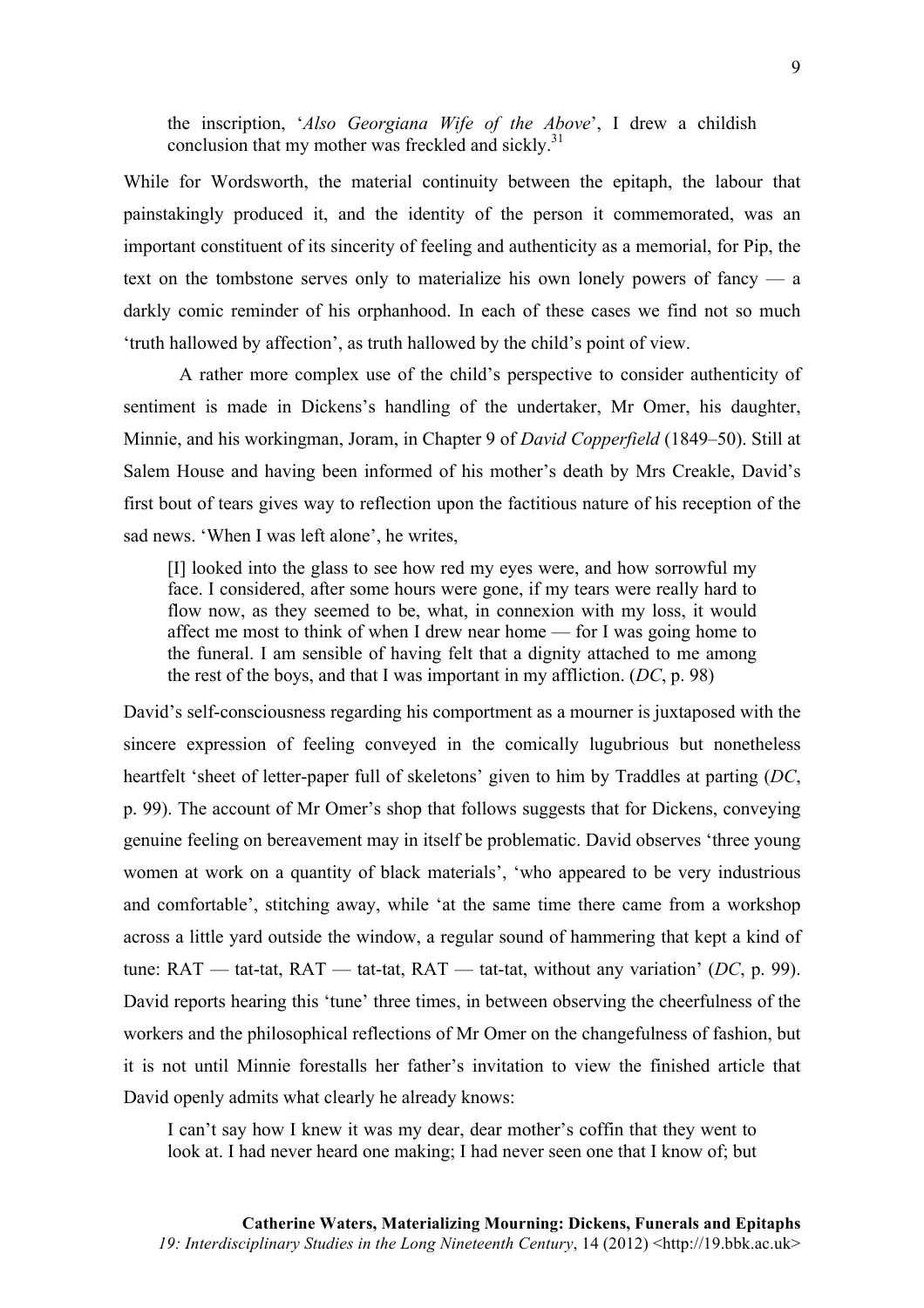> the inscription, '*Also Georgiana Wife of the Above*', I drew a childish conclusion that my mother was freckled and sickly.[31]

While for Wordsworth, the material continuity between the epitaph, the labour that painstakingly produced it, and the identity of the person it commemorated, was an important constituent of its sincerity of feeling and authenticity as a memorial, for Pip, the text on the tombstone serves only to materialize his own lonely powers of fancy — a darkly comic reminder of his orphanhood. In each of these cases we find not so much 'truth hallowed by affection', as truth hallowed by the child's point of view.

A rather more complex use of the child's perspective to consider authenticity of sentiment is made in Dickens's handling of the undertaker, Mr Omer, his daughter, Minnie, and his workingman, Joram, in Chapter 9 of *David Copperfield* (1849–50). Still at Salem House and having been informed of his mother's death by Mrs Creakle, David's first bout of tears gives way to reflection upon the factitious nature of his reception of the sad news. 'When I was left alone', he writes,

> [I] looked into the glass to see how red my eyes were, and how sorrowful my face. I considered, after some hours were gone, if my tears were really hard to flow now, as they seemed to be, what, in connexion with my loss, it would affect me most to think of when I drew near home — for I was going home to the funeral. I am sensible of having felt that a dignity attached to me among the rest of the boys, and that I was important in my affliction. (*DC*, p. 98)

David's self-consciousness regarding his comportment as a mourner is juxtaposed with the sincere expression of feeling conveyed in the comically lugubrious but nonetheless heartfelt 'sheet of letter-paper full of skeletons' given to him by Traddles at parting (*DC*, p. 99). The account of Mr Omer's shop that follows suggests that for Dickens, conveying genuine feeling on bereavement may in itself be problematic. David observes 'three young women at work on a quantity of black materials', 'who appeared to be very industrious and comfortable', stitching away, while 'at the same time there came from a workshop across a little yard outside the window, a regular sound of hammering that kept a kind of tune: RAT — tat-tat, RAT — tat-tat, RAT — tat-tat, without any variation' (*DC*, p. 99). David reports hearing this 'tune' three times, in between observing the cheerfulness of the workers and the philosophical reflections of Mr Omer on the changefulness of fashion, but it is not until Minnie forestalls her father's invitation to view the finished article that David openly admits what clearly he already knows:

> I can't say how I knew it was my dear, dear mother's coffin that they went to look at. I had never heard one making; I had never seen one that I know of; but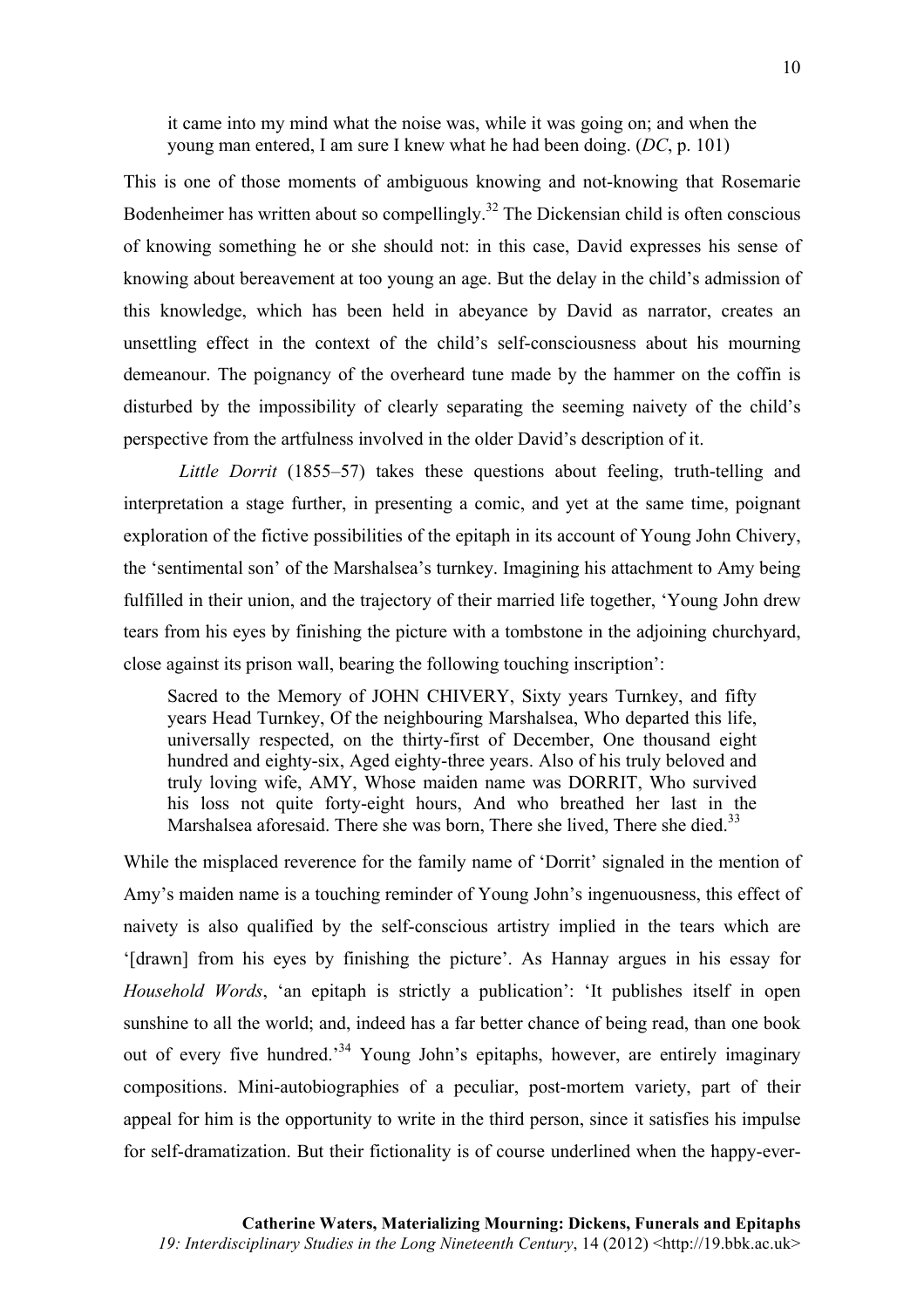> it came into my mind what the noise was, while it was going on; and when the young man entered, I am sure I knew what he had been doing. (*DC*, p. 101)

This is one of those moments of ambiguous knowing and not-knowing that Rosemarie Bodenheimer has written about so compellingly.[32] The Dickensian child is often conscious of knowing something he or she should not: in this case, David expresses his sense of knowing about bereavement at too young an age. But the delay in the child's admission of this knowledge, which has been held in abeyance by David as narrator, creates an unsettling effect in the context of the child's self-consciousness about his mourning demeanour. The poignancy of the overheard tune made by the hammer on the coffin is disturbed by the impossibility of clearly separating the seeming naivety of the child's perspective from the artfulness involved in the older David's description of it.

*Little Dorrit* (1855–57) takes these questions about feeling, truth-telling and interpretation a stage further, in presenting a comic, and yet at the same time, poignant exploration of the fictive possibilities of the epitaph in its account of Young John Chivery, the 'sentimental son' of the Marshalsea's turnkey. Imagining his attachment to Amy being fulfilled in their union, and the trajectory of their married life together, 'Young John drew tears from his eyes by finishing the picture with a tombstone in the adjoining churchyard, close against its prison wall, bearing the following touching inscription':

> Sacred to the Memory of JOHN CHIVERY, Sixty years Turnkey, and fifty years Head Turnkey, Of the neighbouring Marshalsea, Who departed this life, universally respected, on the thirty-first of December, One thousand eight hundred and eighty-six, Aged eighty-three years. Also of his truly beloved and truly loving wife, AMY, Whose maiden name was DORRIT, Who survived his loss not quite forty-eight hours, And who breathed her last in the Marshalsea aforesaid. There she was born, There she lived, There she died.[33]

While the misplaced reverence for the family name of 'Dorrit' signaled in the mention of Amy's maiden name is a touching reminder of Young John's ingenuousness, this effect of naivety is also qualified by the self-conscious artistry implied in the tears which are '[drawn] from his eyes by finishing the picture'. As Hannay argues in his essay for *Household Words*, 'an epitaph is strictly a publication': 'It publishes itself in open sunshine to all the world; and, indeed has a far better chance of being read, than one book out of every five hundred.'[34] Young John's epitaphs, however, are entirely imaginary compositions. Mini-autobiographies of a peculiar, post-mortem variety, part of their appeal for him is the opportunity to write in the third person, since it satisfies his impulse for self-dramatization. But their fictionality is of course underlined when the happy-ever-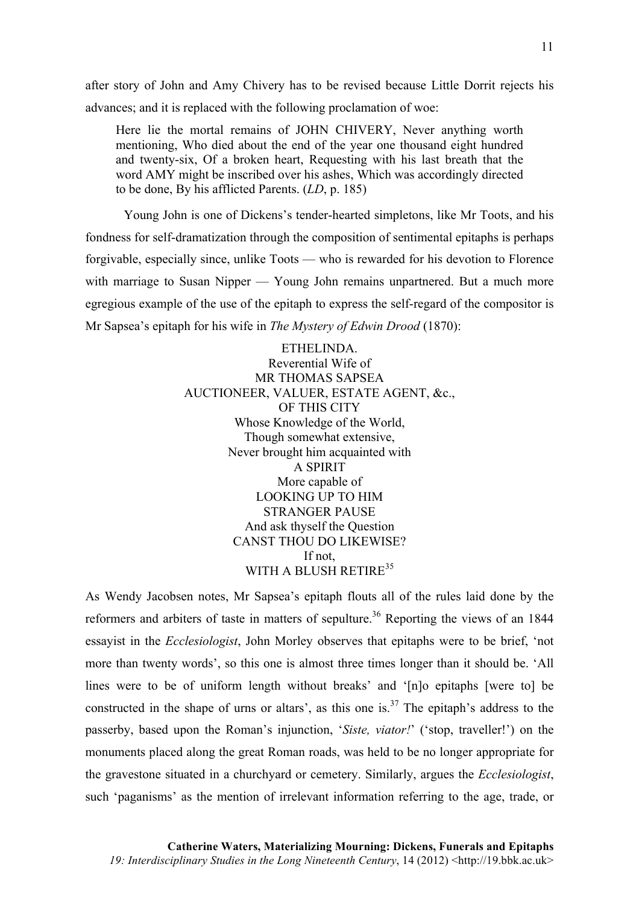after story of John and Amy Chivery has to be revised because Little Dorrit rejects his advances; and it is replaced with the following proclamation of woe:

> Here lie the mortal remains of JOHN CHIVERY, Never anything worth mentioning, Who died about the end of the year one thousand eight hundred and twenty-six, Of a broken heart, Requesting with his last breath that the word AMY might be inscribed over his ashes, Which was accordingly directed to be done, By his afflicted Parents. (*LD*, p. 185)

Young John is one of Dickens's tender-hearted simpletons, like Mr Toots, and his fondness for self-dramatization through the composition of sentimental epitaphs is perhaps forgivable, especially since, unlike Toots — who is rewarded for his devotion to Florence with marriage to Susan Nipper — Young John remains unpartnered. But a much more egregious example of the use of the epitaph to express the self-regard of the compositor is Mr Sapsea's epitaph for his wife in *The Mystery of Edwin Drood* (1870):

> ETHELINDA.
> Reverential Wife of
> MR THOMAS SAPSEA
> AUCTIONEER, VALUER, ESTATE AGENT, &c.,
> OF THIS CITY
> Whose Knowledge of the World,
> Though somewhat extensive,
> Never brought him acquainted with
> A SPIRIT
> More capable of
> LOOKING UP TO HIM
> STRANGER PAUSE
> And ask thyself the Question
> CANST THOU DO LIKEWISE?
> If not,
> WITH A BLUSH RETIRE[35]

As Wendy Jacobsen notes, Mr Sapsea's epitaph flouts all of the rules laid done by the reformers and arbiters of taste in matters of sepulture.[36] Reporting the views of an 1844 essayist in the *Ecclesiologist*, John Morley observes that epitaphs were to be brief, 'not more than twenty words', so this one is almost three times longer than it should be. 'All lines were to be of uniform length without breaks' and '[n]o epitaphs [were to] be constructed in the shape of urns or altars', as this one is.[37] The epitaph's address to the passerby, based upon the Roman's injunction, '*Siste, viator!*' ('stop, traveller!') on the monuments placed along the great Roman roads, was held to be no longer appropriate for the gravestone situated in a churchyard or cemetery. Similarly, argues the *Ecclesiologist*, such 'paganisms' as the mention of irrelevant information referring to the age, trade, or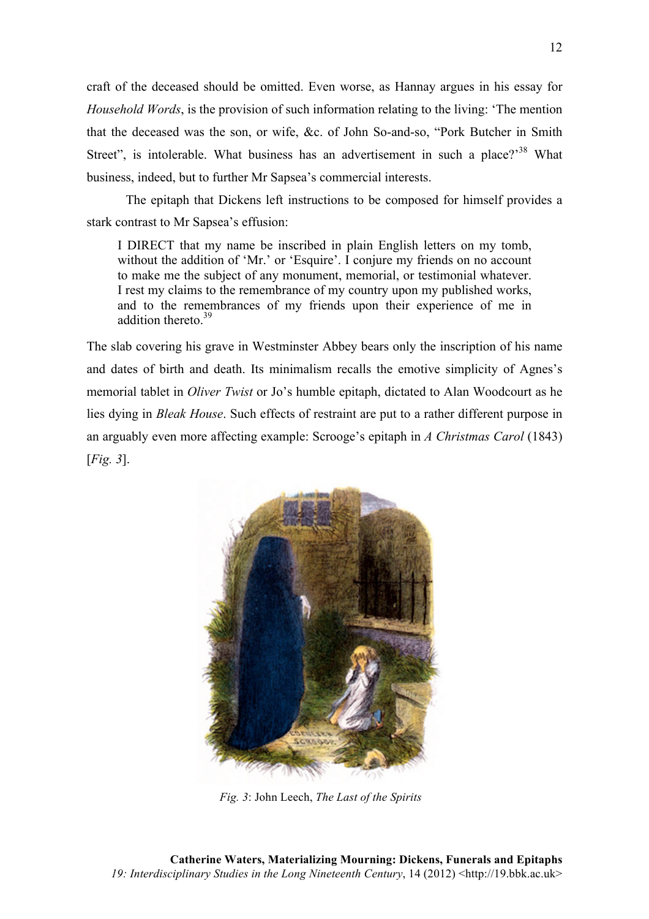craft of the deceased should be omitted. Even worse, as Hannay argues in his essay for *Household Words*, is the provision of such information relating to the living: 'The mention that the deceased was the son, or wife, &c. of John So-and-so, "Pork Butcher in Smith Street", is intolerable. What business has an advertisement in such a place?'[38] What business, indeed, but to further Mr Sapsea's commercial interests.

The epitaph that Dickens left instructions to be composed for himself provides a stark contrast to Mr Sapsea's effusion:

> I DIRECT that my name be inscribed in plain English letters on my tomb, without the addition of 'Mr.' or 'Esquire'. I conjure my friends on no account to make me the subject of any monument, memorial, or testimonial whatever. I rest my claims to the remembrance of my country upon my published works, and to the remembrances of my friends upon their experience of me in addition thereto.[39]

The slab covering his grave in Westminster Abbey bears only the inscription of his name and dates of birth and death. Its minimalism recalls the emotive simplicity of Agnes's memorial tablet in *Oliver Twist* or Jo's humble epitaph, dictated to Alan Woodcourt as he lies dying in *Bleak House*. Such effects of restraint are put to a rather different purpose in an arguably even more affecting example: Scrooge's epitaph in *A Christmas Carol* (1843) [*Fig. 3*].

*Fig. 3*: John Leech, *The Last of the Spirits*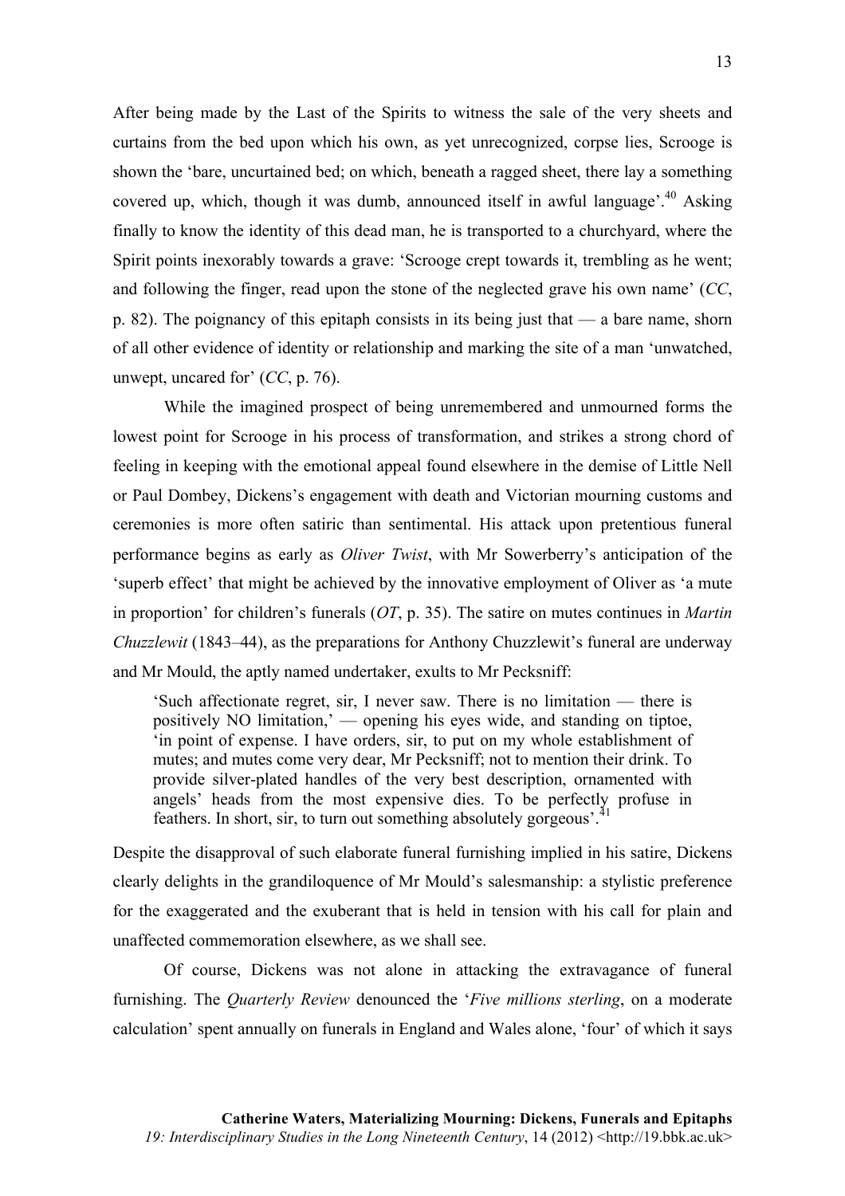After being made by the Last of the Spirits to witness the sale of the very sheets and curtains from the bed upon which his own, as yet unrecognized, corpse lies, Scrooge is shown the 'bare, uncurtained bed; on which, beneath a ragged sheet, there lay a something covered up, which, though it was dumb, announced itself in awful language'.[40] Asking finally to know the identity of this dead man, he is transported to a churchyard, where the Spirit points inexorably towards a grave: 'Scrooge crept towards it, trembling as he went; and following the finger, read upon the stone of the neglected grave his own name' (*CC*, p. 82). The poignancy of this epitaph consists in its being just that — a bare name, shorn of all other evidence of identity or relationship and marking the site of a man 'unwatched, unwept, uncared for' (*CC*, p. 76).

While the imagined prospect of being unremembered and unmourned forms the lowest point for Scrooge in his process of transformation, and strikes a strong chord of feeling in keeping with the emotional appeal found elsewhere in the demise of Little Nell or Paul Dombey, Dickens's engagement with death and Victorian mourning customs and ceremonies is more often satiric than sentimental. His attack upon pretentious funeral performance begins as early as *Oliver Twist*, with Mr Sowerberry's anticipation of the 'superb effect' that might be achieved by the innovative employment of Oliver as 'a mute in proportion' for children's funerals (*OT*, p. 35). The satire on mutes continues in *Martin Chuzzlewit* (1843–44), as the preparations for Anthony Chuzzlewit's funeral are underway and Mr Mould, the aptly named undertaker, exults to Mr Pecksniff:

> 'Such affectionate regret, sir, I never saw. There is no limitation — there is positively NO limitation,' — opening his eyes wide, and standing on tiptoe, 'in point of expense. I have orders, sir, to put on my whole establishment of mutes; and mutes come very dear, Mr Pecksniff; not to mention their drink. To provide silver-plated handles of the very best description, ornamented with angels' heads from the most expensive dies. To be perfectly profuse in feathers. In short, sir, to turn out something absolutely gorgeous'.[41]

Despite the disapproval of such elaborate funeral furnishing implied in his satire, Dickens clearly delights in the grandiloquence of Mr Mould's salesmanship: a stylistic preference for the exaggerated and the exuberant that is held in tension with his call for plain and unaffected commemoration elsewhere, as we shall see.

Of course, Dickens was not alone in attacking the extravagance of funeral furnishing. The *Quarterly Review* denounced the '*Five millions sterling*, on a moderate calculation' spent annually on funerals in England and Wales alone, 'four' of which it says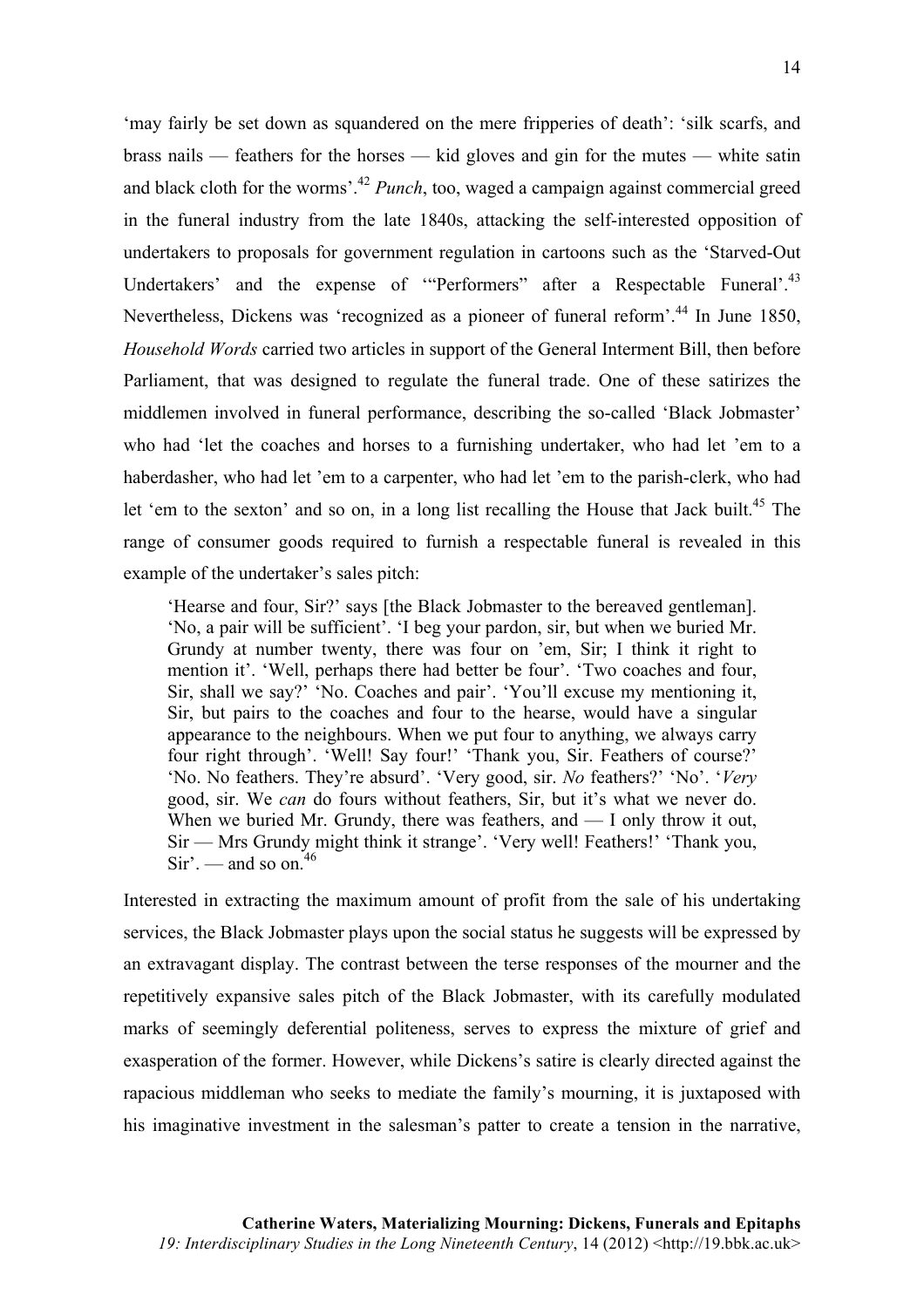'may fairly be set down as squandered on the mere fripperies of death': 'silk scarfs, and brass nails — feathers for the horses — kid gloves and gin for the mutes — white satin and black cloth for the worms'.[42] *Punch*, too, waged a campaign against commercial greed in the funeral industry from the late 1840s, attacking the self-interested opposition of undertakers to proposals for government regulation in cartoons such as the 'Starved-Out Undertakers' and the expense of '"Performers" after a Respectable Funeral'.[43] Nevertheless, Dickens was 'recognized as a pioneer of funeral reform'.[44] In June 1850, *Household Words* carried two articles in support of the General Interment Bill, then before Parliament, that was designed to regulate the funeral trade. One of these satirizes the middlemen involved in funeral performance, describing the so-called 'Black Jobmaster' who had 'let the coaches and horses to a furnishing undertaker, who had let 'em to a haberdasher, who had let 'em to a carpenter, who had let 'em to the parish-clerk, who had let 'em to the sexton' and so on, in a long list recalling the House that Jack built.[45] The range of consumer goods required to furnish a respectable funeral is revealed in this example of the undertaker's sales pitch:

> 'Hearse and four, Sir?' says [the Black Jobmaster to the bereaved gentleman]. 'No, a pair will be sufficient'. 'I beg your pardon, sir, but when we buried Mr. Grundy at number twenty, there was four on 'em, Sir; I think it right to mention it'. 'Well, perhaps there had better be four'. 'Two coaches and four, Sir, shall we say?' 'No. Coaches and pair'. 'You'll excuse my mentioning it, Sir, but pairs to the coaches and four to the hearse, would have a singular appearance to the neighbours. When we put four to anything, we always carry four right through'. 'Well! Say four!' 'Thank you, Sir. Feathers of course?' 'No. No feathers. They're absurd'. 'Very good, sir. *No* feathers?' 'No'. '*Very* good, sir. We *can* do fours without feathers, Sir, but it's what we never do. When we buried Mr. Grundy, there was feathers, and — I only throw it out, Sir — Mrs Grundy might think it strange'. 'Very well! Feathers!' 'Thank you, Sir'. — and so on.[46]

Interested in extracting the maximum amount of profit from the sale of his undertaking services, the Black Jobmaster plays upon the social status he suggests will be expressed by an extravagant display. The contrast between the terse responses of the mourner and the repetitively expansive sales pitch of the Black Jobmaster, with its carefully modulated marks of seemingly deferential politeness, serves to express the mixture of grief and exasperation of the former. However, while Dickens's satire is clearly directed against the rapacious middleman who seeks to mediate the family's mourning, it is juxtaposed with his imaginative investment in the salesman's patter to create a tension in the narrative,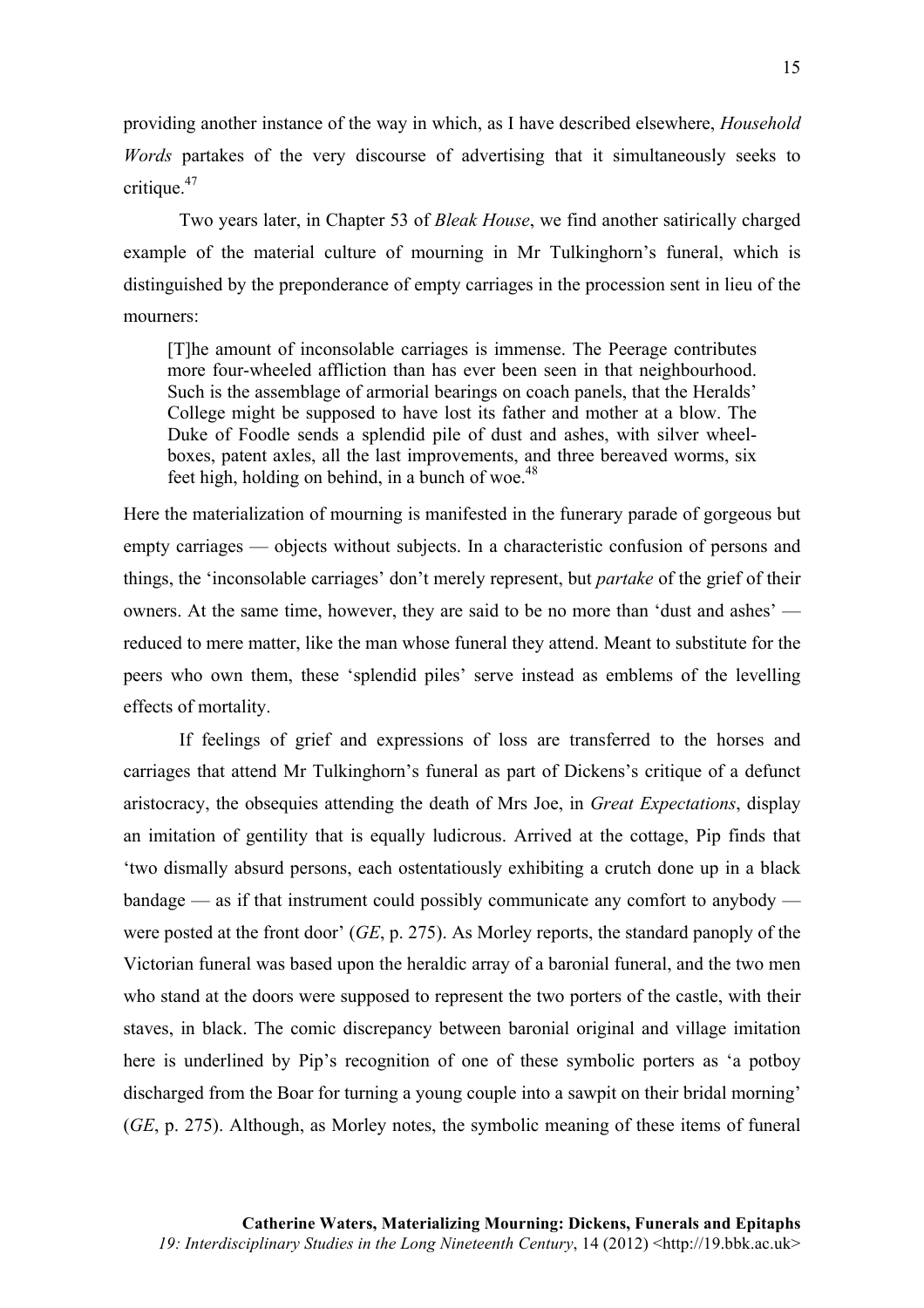providing another instance of the way in which, as I have described elsewhere, *Household Words* partakes of the very discourse of advertising that it simultaneously seeks to critique.[47]

Two years later, in Chapter 53 of *Bleak House*, we find another satirically charged example of the material culture of mourning in Mr Tulkinghorn's funeral, which is distinguished by the preponderance of empty carriages in the procession sent in lieu of the mourners:

> [T]he amount of inconsolable carriages is immense. The Peerage contributes more four-wheeled affliction than has ever been seen in that neighbourhood. Such is the assemblage of armorial bearings on coach panels, that the Heralds' College might be supposed to have lost its father and mother at a blow. The Duke of Foodle sends a splendid pile of dust and ashes, with silver wheel-boxes, patent axles, all the last improvements, and three bereaved worms, six feet high, holding on behind, in a bunch of woe.[48]

Here the materialization of mourning is manifested in the funerary parade of gorgeous but empty carriages — objects without subjects. In a characteristic confusion of persons and things, the 'inconsolable carriages' don't merely represent, but *partake* of the grief of their owners. At the same time, however, they are said to be no more than 'dust and ashes' — reduced to mere matter, like the man whose funeral they attend. Meant to substitute for the peers who own them, these 'splendid piles' serve instead as emblems of the levelling effects of mortality.

If feelings of grief and expressions of loss are transferred to the horses and carriages that attend Mr Tulkinghorn's funeral as part of Dickens's critique of a defunct aristocracy, the obsequies attending the death of Mrs Joe, in *Great Expectations*, display an imitation of gentility that is equally ludicrous. Arrived at the cottage, Pip finds that 'two dismally absurd persons, each ostentatiously exhibiting a crutch done up in a black bandage — as if that instrument could possibly communicate any comfort to anybody — were posted at the front door' (*GE*, p. 275). As Morley reports, the standard panoply of the Victorian funeral was based upon the heraldic array of a baronial funeral, and the two men who stand at the doors were supposed to represent the two porters of the castle, with their staves, in black. The comic discrepancy between baronial original and village imitation here is underlined by Pip's recognition of one of these symbolic porters as 'a potboy discharged from the Boar for turning a young couple into a sawpit on their bridal morning' (*GE*, p. 275). Although, as Morley notes, the symbolic meaning of these items of funeral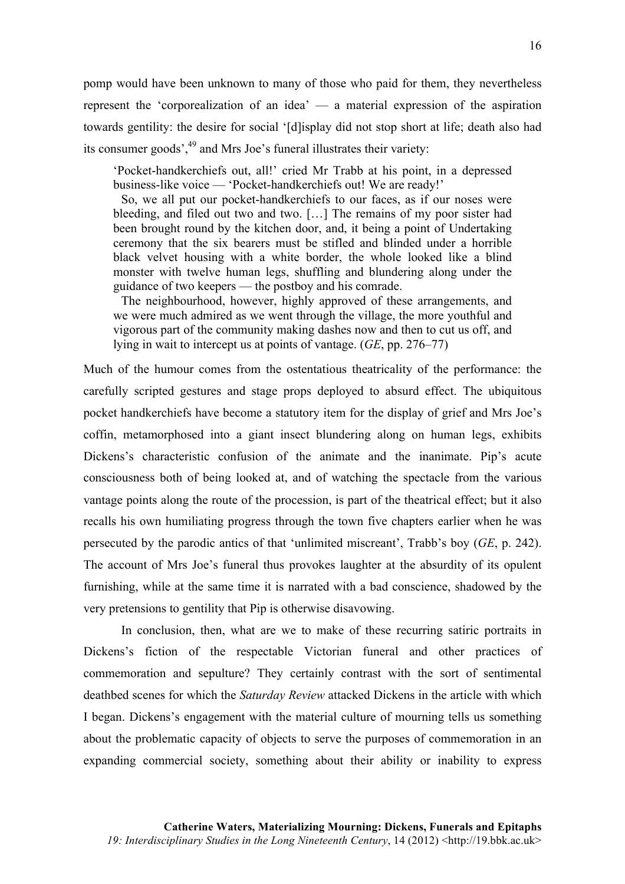pomp would have been unknown to many of those who paid for them, they nevertheless represent the 'corporealization of an idea' — a material expression of the aspiration towards gentility: the desire for social '[d]isplay did not stop short at life; death also had its consumer goods',[49] and Mrs Joe's funeral illustrates their variety:

> 'Pocket-handkerchiefs out, all!' cried Mr Trabb at his point, in a depressed business-like voice — 'Pocket-handkerchiefs out! We are ready!'
>
> So, we all put our pocket-handkerchiefs to our faces, as if our noses were bleeding, and filed out two and two. […] The remains of my poor sister had been brought round by the kitchen door, and, it being a point of Undertaking ceremony that the six bearers must be stifled and blinded under a horrible black velvet housing with a white border, the whole looked like a blind monster with twelve human legs, shuffling and blundering along under the guidance of two keepers — the postboy and his comrade.
>
> The neighbourhood, however, highly approved of these arrangements, and we were much admired as we went through the village, the more youthful and vigorous part of the community making dashes now and then to cut us off, and lying in wait to intercept us at points of vantage. (*GE*, pp. 276–77)

Much of the humour comes from the ostentatious theatricality of the performance: the carefully scripted gestures and stage props deployed to absurd effect. The ubiquitous pocket handkerchiefs have become a statutory item for the display of grief and Mrs Joe's coffin, metamorphosed into a giant insect blundering along on human legs, exhibits Dickens's characteristic confusion of the animate and the inanimate. Pip's acute consciousness both of being looked at, and of watching the spectacle from the various vantage points along the route of the procession, is part of the theatrical effect; but it also recalls his own humiliating progress through the town five chapters earlier when he was persecuted by the parodic antics of that 'unlimited miscreant', Trabb's boy (*GE*, p. 242). The account of Mrs Joe's funeral thus provokes laughter at the absurdity of its opulent furnishing, while at the same time it is narrated with a bad conscience, shadowed by the very pretensions to gentility that Pip is otherwise disavowing.

In conclusion, then, what are we to make of these recurring satiric portraits in Dickens's fiction of the respectable Victorian funeral and other practices of commemoration and sepulture? They certainly contrast with the sort of sentimental deathbed scenes for which the *Saturday Review* attacked Dickens in the article with which I began. Dickens's engagement with the material culture of mourning tells us something about the problematic capacity of objects to serve the purposes of commemoration in an expanding commercial society, something about their ability or inability to express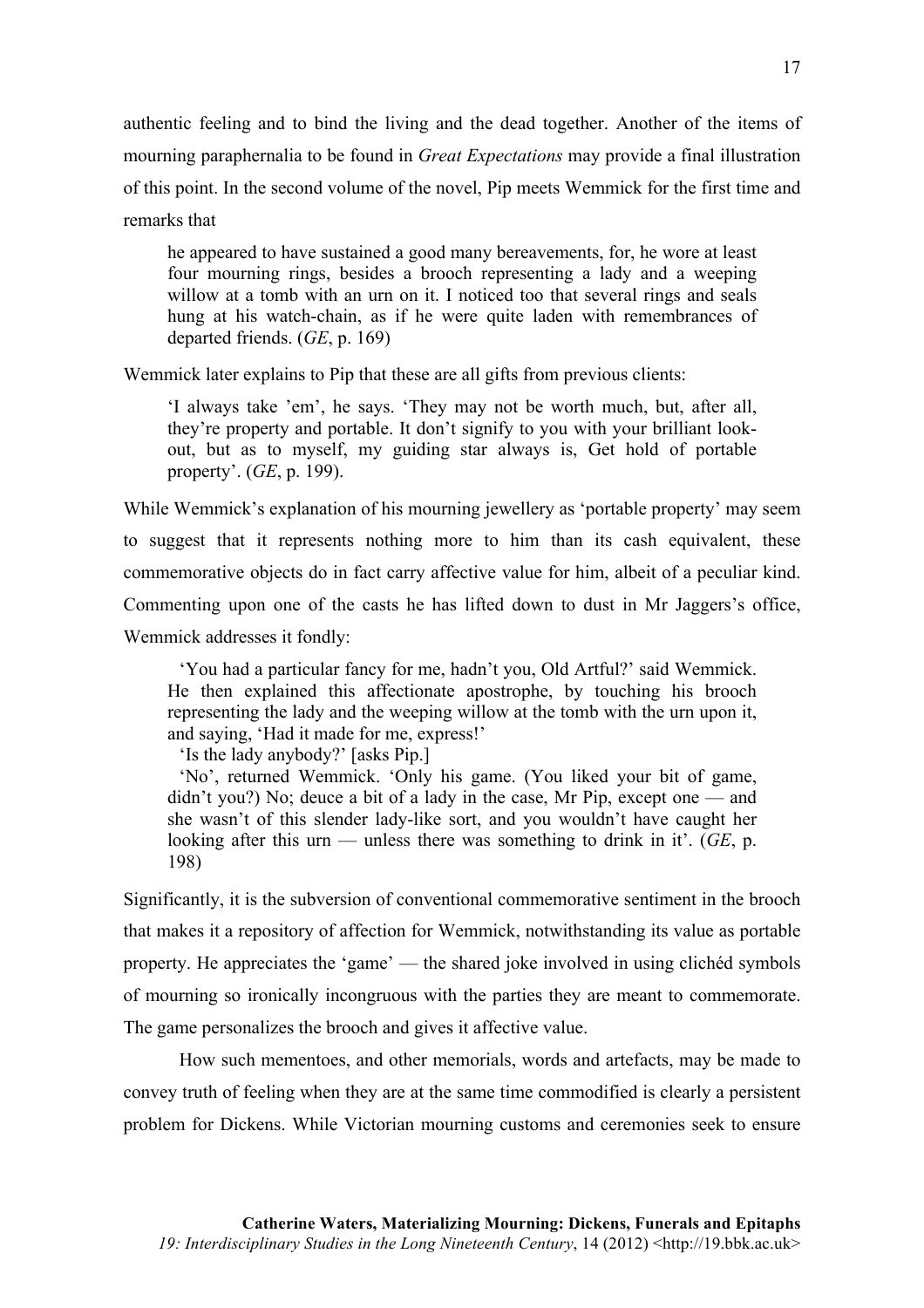authentic feeling and to bind the living and the dead together. Another of the items of mourning paraphernalia to be found in *Great Expectations* may provide a final illustration of this point. In the second volume of the novel, Pip meets Wemmick for the first time and remarks that

> he appeared to have sustained a good many bereavements, for, he wore at least four mourning rings, besides a brooch representing a lady and a weeping willow at a tomb with an urn on it. I noticed too that several rings and seals hung at his watch-chain, as if he were quite laden with remembrances of departed friends. (*GE*, p. 169)

Wemmick later explains to Pip that these are all gifts from previous clients:

> 'I always take 'em', he says. 'They may not be worth much, but, after all, they're property and portable. It don't signify to you with your brilliant look-out, but as to myself, my guiding star always is, Get hold of portable property'. (*GE*, p. 199).

While Wemmick's explanation of his mourning jewellery as 'portable property' may seem to suggest that it represents nothing more to him than its cash equivalent, these commemorative objects do in fact carry affective value for him, albeit of a peculiar kind. Commenting upon one of the casts he has lifted down to dust in Mr Jaggers's office, Wemmick addresses it fondly:

> 'You had a particular fancy for me, hadn't you, Old Artful?' said Wemmick. He then explained this affectionate apostrophe, by touching his brooch representing the lady and the weeping willow at the tomb with the urn upon it, and saying, 'Had it made for me, express!'
>
> 'Is the lady anybody?' [asks Pip.]
>
> 'No', returned Wemmick. 'Only his game. (You liked your bit of game, didn't you?) No; deuce a bit of a lady in the case, Mr Pip, except one — and she wasn't of this slender lady-like sort, and you wouldn't have caught her looking after this urn — unless there was something to drink in it'. (*GE*, p. 198)

Significantly, it is the subversion of conventional commemorative sentiment in the brooch that makes it a repository of affection for Wemmick, notwithstanding its value as portable property. He appreciates the 'game' — the shared joke involved in using clichéd symbols of mourning so ironically incongruous with the parties they are meant to commemorate. The game personalizes the brooch and gives it affective value.

How such mementoes, and other memorials, words and artefacts, may be made to convey truth of feeling when they are at the same time commodified is clearly a persistent problem for Dickens. While Victorian mourning customs and ceremonies seek to ensure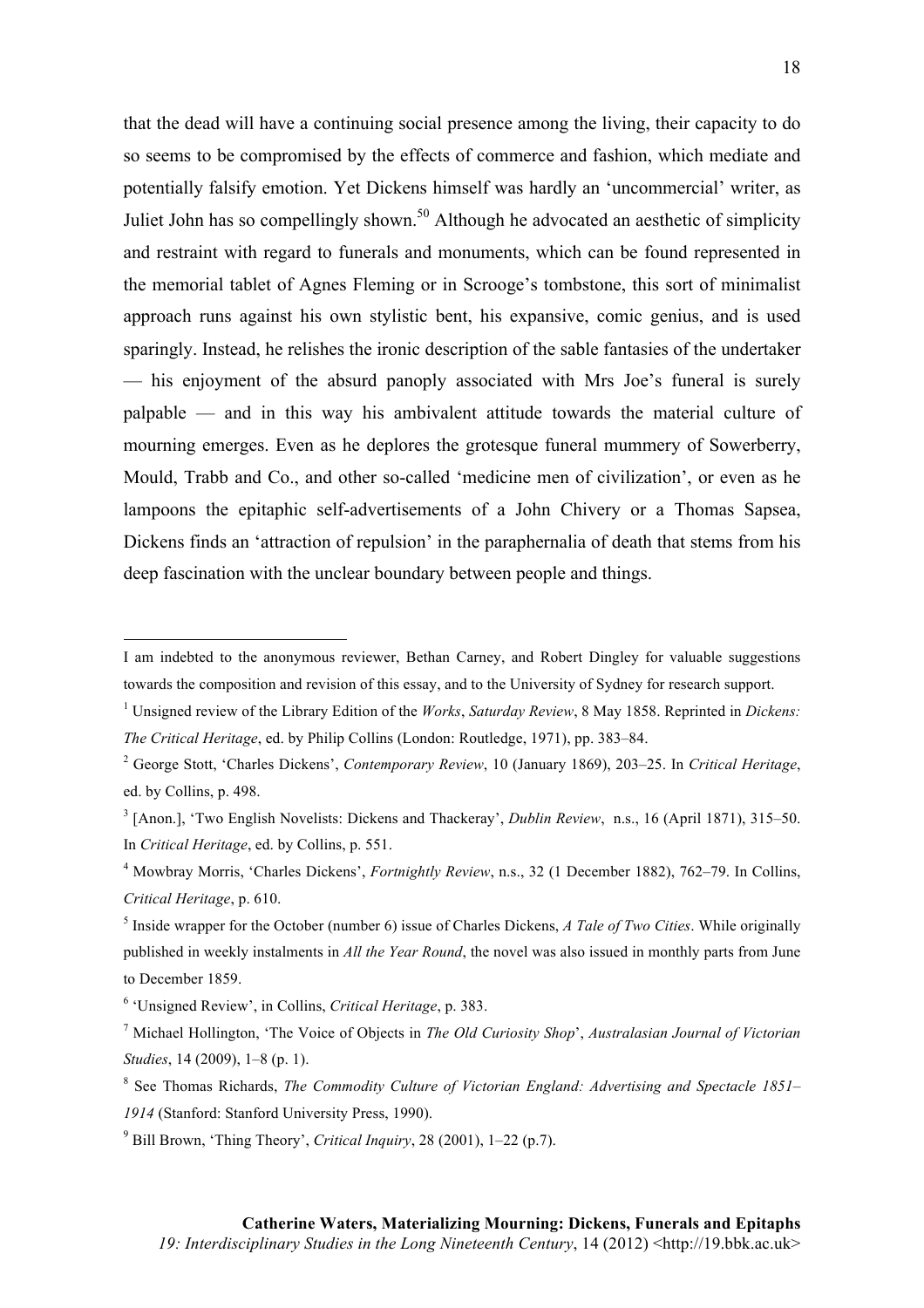that the dead will have a continuing social presence among the living, their capacity to do so seems to be compromised by the effects of commerce and fashion, which mediate and potentially falsify emotion. Yet Dickens himself was hardly an 'uncommercial' writer, as Juliet John has so compellingly shown.[50] Although he advocated an aesthetic of simplicity and restraint with regard to funerals and monuments, which can be found represented in the memorial tablet of Agnes Fleming or in Scrooge's tombstone, this sort of minimalist approach runs against his own stylistic bent, his expansive, comic genius, and is used sparingly. Instead, he relishes the ironic description of the sable fantasies of the undertaker — his enjoyment of the absurd panoply associated with Mrs Joe's funeral is surely palpable — and in this way his ambivalent attitude towards the material culture of mourning emerges. Even as he deplores the grotesque funeral mummery of Sowerberry, Mould, Trabb and Co., and other so-called 'medicine men of civilization', or even as he lampoons the epitaphic self-advertisements of a John Chivery or a Thomas Sapsea, Dickens finds an 'attraction of repulsion' in the paraphernalia of death that stems from his deep fascination with the unclear boundary between people and things.

---

I am indebted to the anonymous reviewer, Bethan Carney, and Robert Dingley for valuable suggestions towards the composition and revision of this essay, and to the University of Sydney for research support.

[1] Unsigned review of the Library Edition of the *Works*, *Saturday Review*, 8 May 1858. Reprinted in *Dickens: The Critical Heritage*, ed. by Philip Collins (London: Routledge, 1971), pp. 383–84.

[2] George Stott, 'Charles Dickens', *Contemporary Review*, 10 (January 1869), 203–25. In *Critical Heritage*, ed. by Collins, p. 498.

[3] [Anon.], 'Two English Novelists: Dickens and Thackeray', *Dublin Review*, n.s., 16 (April 1871), 315–50. In *Critical Heritage*, ed. by Collins, p. 551.

[4] Mowbray Morris, 'Charles Dickens', *Fortnightly Review*, n.s., 32 (1 December 1882), 762–79. In Collins, *Critical Heritage*, p. 610.

[5] Inside wrapper for the October (number 6) issue of Charles Dickens, *A Tale of Two Cities*. While originally published in weekly instalments in *All the Year Round*, the novel was also issued in monthly parts from June to December 1859.

[6] 'Unsigned Review', in Collins, *Critical Heritage*, p. 383.

[7] Michael Hollington, 'The Voice of Objects in *The Old Curiosity Shop*', *Australasian Journal of Victorian Studies*, 14 (2009), 1–8 (p. 1).

[8] See Thomas Richards, *The Commodity Culture of Victorian England: Advertising and Spectacle 1851–1914* (Stanford: Stanford University Press, 1990).

[9] Bill Brown, 'Thing Theory', *Critical Inquiry*, 28 (2001), 1–22 (p.7).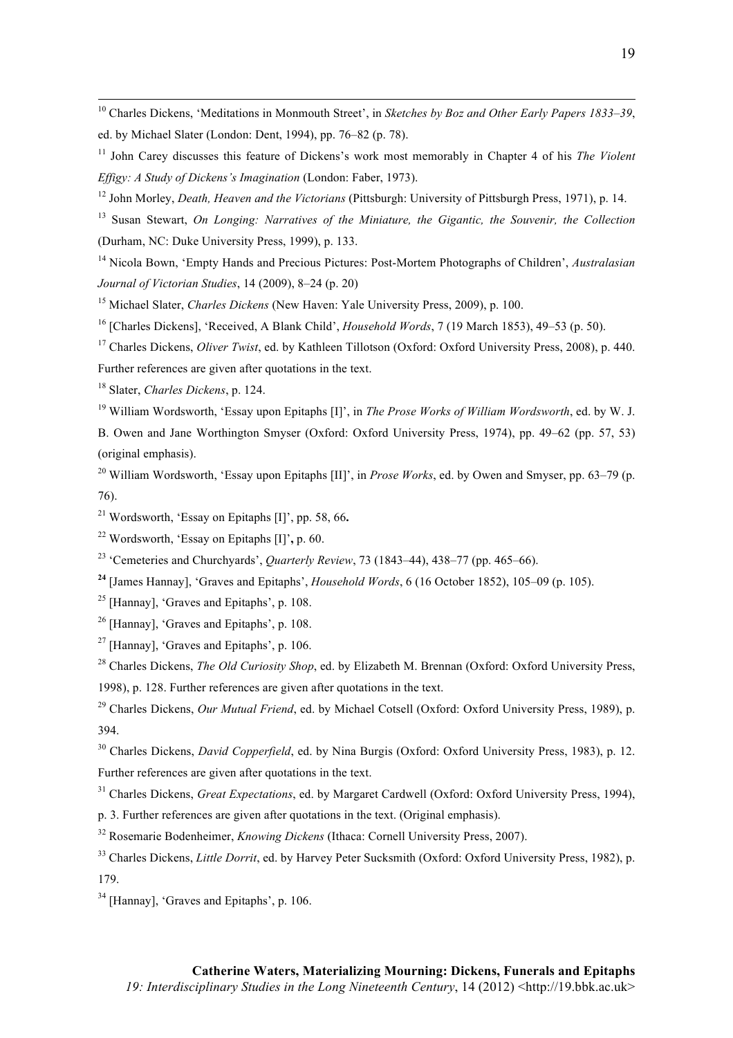[10] Charles Dickens, 'Meditations in Monmouth Street', in *Sketches by Boz and Other Early Papers 1833–39*, ed. by Michael Slater (London: Dent, 1994), pp. 76–82 (p. 78).

[11] John Carey discusses this feature of Dickens's work most memorably in Chapter 4 of his *The Violent Effigy: A Study of Dickens's Imagination* (London: Faber, 1973).

[12] John Morley, *Death, Heaven and the Victorians* (Pittsburgh: University of Pittsburgh Press, 1971), p. 14.

[13] Susan Stewart, *On Longing: Narratives of the Miniature, the Gigantic, the Souvenir, the Collection* (Durham, NC: Duke University Press, 1999), p. 133.

[14] Nicola Bown, 'Empty Hands and Precious Pictures: Post-Mortem Photographs of Children', *Australasian Journal of Victorian Studies*, 14 (2009), 8–24 (p. 20)

[15] Michael Slater, *Charles Dickens* (New Haven: Yale University Press, 2009), p. 100.

[16] [Charles Dickens], 'Received, A Blank Child', *Household Words*, 7 (19 March 1853), 49–53 (p. 50).

[17] Charles Dickens, *Oliver Twist*, ed. by Kathleen Tillotson (Oxford: Oxford University Press, 2008), p. 440. Further references are given after quotations in the text.

[18] Slater, *Charles Dickens*, p. 124.

[19] William Wordsworth, 'Essay upon Epitaphs [I]', in *The Prose Works of William Wordsworth*, ed. by W. J. B. Owen and Jane Worthington Smyser (Oxford: Oxford University Press, 1974), pp. 49–62 (pp. 57, 53) (original emphasis).

[20] William Wordsworth, 'Essay upon Epitaphs [II]', in *Prose Works*, ed. by Owen and Smyser, pp. 63–79 (p. 76).

[21] Wordsworth, 'Essay on Epitaphs [I]', pp. 58, 66**.**

[22] Wordsworth, 'Essay on Epitaphs [I]'**,** p. 60.

[23] 'Cemeteries and Churchyards', *Quarterly Review*, 73 (1843–44), 438–77 (pp. 465–66).

**[24]** [James Hannay], 'Graves and Epitaphs', *Household Words*, 6 (16 October 1852), 105–09 (p. 105).

[25] [Hannay], 'Graves and Epitaphs', p. 108.

[26] [Hannay], 'Graves and Epitaphs', p. 108.

[27] [Hannay], 'Graves and Epitaphs', p. 106.

[28] Charles Dickens, *The Old Curiosity Shop*, ed. by Elizabeth M. Brennan (Oxford: Oxford University Press, 1998), p. 128. Further references are given after quotations in the text.

[29] Charles Dickens, *Our Mutual Friend*, ed. by Michael Cotsell (Oxford: Oxford University Press, 1989), p. 394.

[30] Charles Dickens, *David Copperfield*, ed. by Nina Burgis (Oxford: Oxford University Press, 1983), p. 12. Further references are given after quotations in the text.

[31] Charles Dickens, *Great Expectations*, ed. by Margaret Cardwell (Oxford: Oxford University Press, 1994), p. 3. Further references are given after quotations in the text. (Original emphasis).

[32] Rosemarie Bodenheimer, *Knowing Dickens* (Ithaca: Cornell University Press, 2007).

[33] Charles Dickens, *Little Dorrit*, ed. by Harvey Peter Sucksmith (Oxford: Oxford University Press, 1982), p. 179.

[34] [Hannay], 'Graves and Epitaphs', p. 106.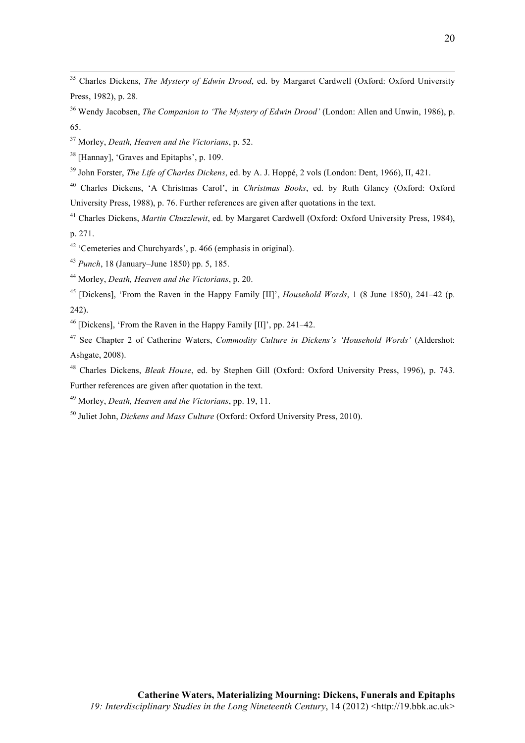[35] Charles Dickens, *The Mystery of Edwin Drood*, ed. by Margaret Cardwell (Oxford: Oxford University Press, 1982), p. 28.

[36] Wendy Jacobsen, *The Companion to 'The Mystery of Edwin Drood'* (London: Allen and Unwin, 1986), p. 65.

[37] Morley, *Death, Heaven and the Victorians*, p. 52.

[38] [Hannay], 'Graves and Epitaphs', p. 109.

[39] John Forster, *The Life of Charles Dickens*, ed. by A. J. Hoppé, 2 vols (London: Dent, 1966), II, 421.

[40] Charles Dickens, 'A Christmas Carol', in *Christmas Books*, ed. by Ruth Glancy (Oxford: Oxford University Press, 1988), p. 76. Further references are given after quotations in the text.

[41] Charles Dickens, *Martin Chuzzlewit*, ed. by Margaret Cardwell (Oxford: Oxford University Press, 1984), p. 271.

[42] 'Cemeteries and Churchyards', p. 466 (emphasis in original).

[43] *Punch*, 18 (January–June 1850) pp. 5, 185.

[44] Morley, *Death, Heaven and the Victorians*, p. 20.

[45] [Dickens], 'From the Raven in the Happy Family [II]', *Household Words*, 1 (8 June 1850), 241–42 (p. 242).

[46] [Dickens], 'From the Raven in the Happy Family [II]', pp. 241–42.

[47] See Chapter 2 of Catherine Waters, *Commodity Culture in Dickens's 'Household Words'* (Aldershot: Ashgate, 2008).

[48] Charles Dickens, *Bleak House*, ed. by Stephen Gill (Oxford: Oxford University Press, 1996), p. 743. Further references are given after quotation in the text.

[49] Morley, *Death, Heaven and the Victorians*, pp. 19, 11.

[50] Juliet John, *Dickens and Mass Culture* (Oxford: Oxford University Press, 2010).